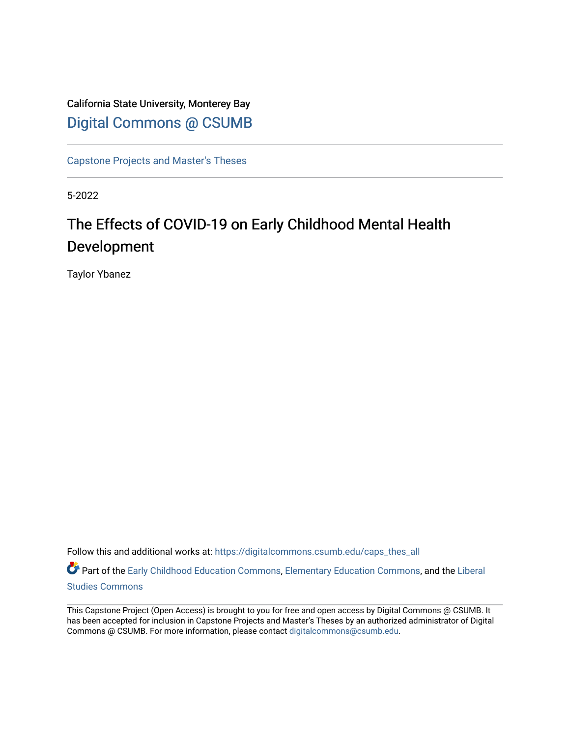California State University, Monterey Bay

Digital Commons @ CSUMB

---

Capstone Projects and Master's Theses

---

5-2022

# The Effects of COVID-19 on Early Childhood Mental Health Development

Taylor Ybanez

Follow this and additional works at: https://digitalcommons.csumb.edu/caps_thes_all

Part of the Early Childhood Education Commons, Elementary Education Commons, and the Liberal Studies Commons

---

This Capstone Project (Open Access) is brought to you for free and open access by Digital Commons @ CSUMB. It has been accepted for inclusion in Capstone Projects and Master's Theses by an authorized administrator of Digital Commons @ CSUMB. For more information, please contact digitalcommons@csumb.edu.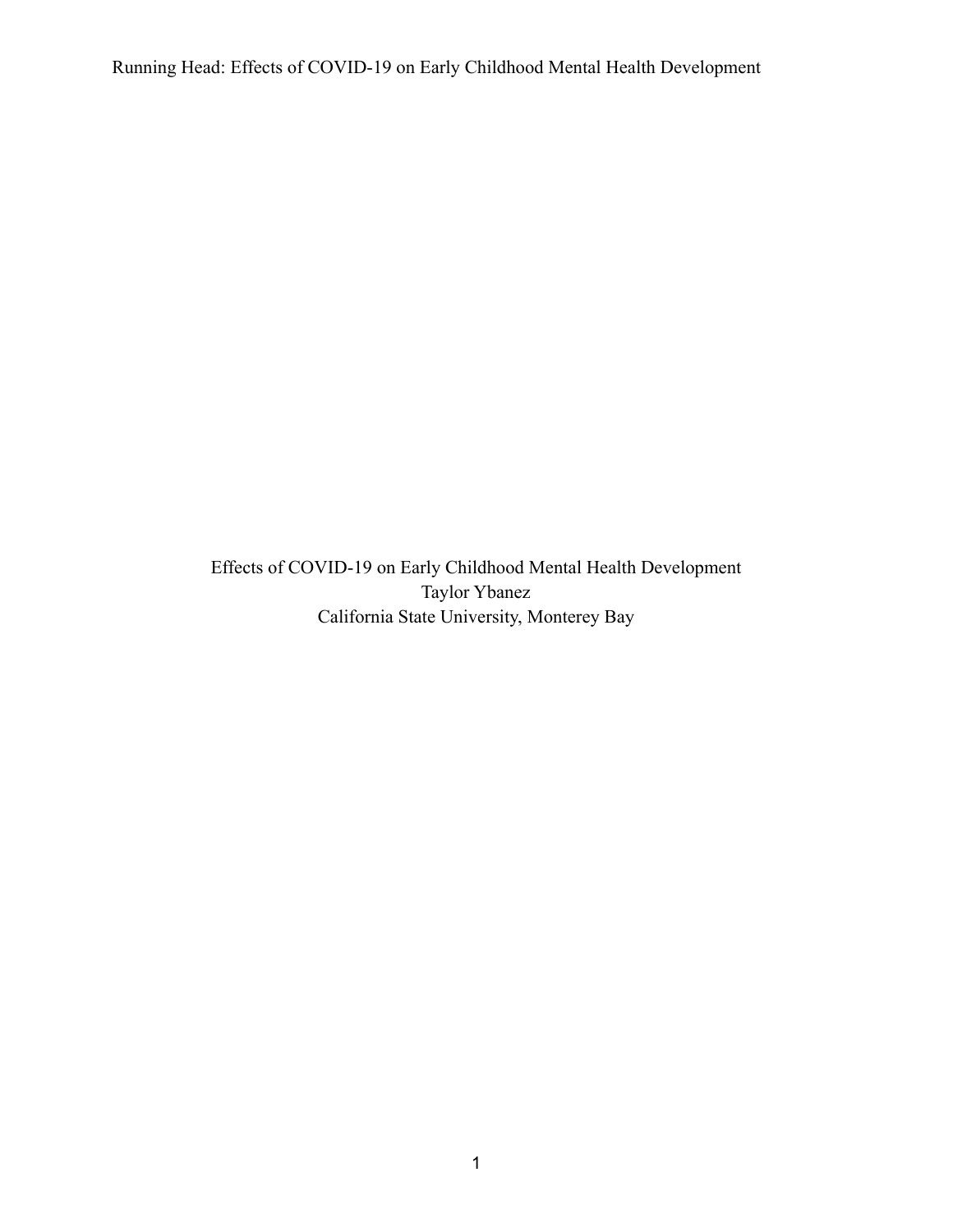Effects of COVID-19 on Early Childhood Mental Health Development

Taylor Ybanez

California State University, Monterey Bay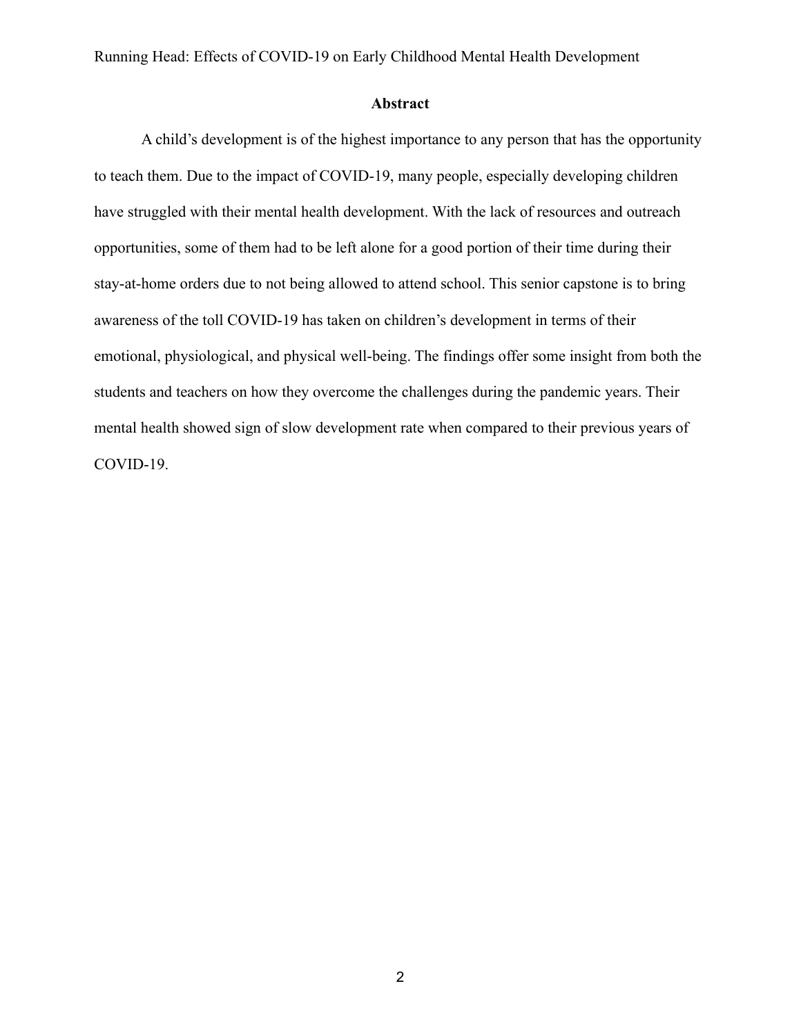## Abstract

A child's development is of the highest importance to any person that has the opportunity to teach them. Due to the impact of COVID-19, many people, especially developing children have struggled with their mental health development. With the lack of resources and outreach opportunities, some of them had to be left alone for a good portion of their time during their stay-at-home orders due to not being allowed to attend school. This senior capstone is to bring awareness of the toll COVID-19 has taken on children's development in terms of their emotional, physiological, and physical well-being. The findings offer some insight from both the students and teachers on how they overcome the challenges during the pandemic years. Their mental health showed sign of slow development rate when compared to their previous years of COVID-19.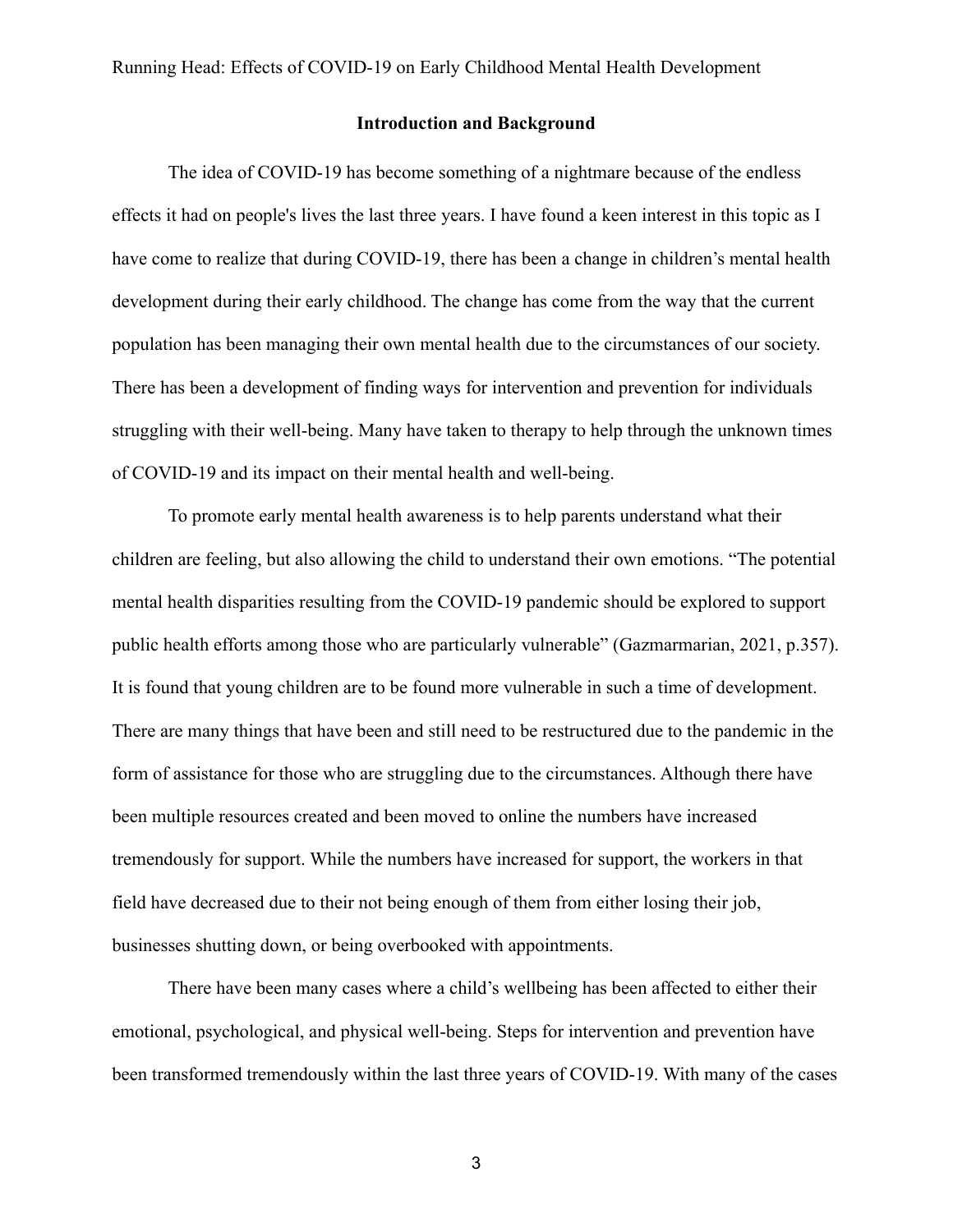## Introduction and Background

The idea of COVID-19 has become something of a nightmare because of the endless effects it had on people's lives the last three years. I have found a keen interest in this topic as I have come to realize that during COVID-19, there has been a change in children's mental health development during their early childhood. The change has come from the way that the current population has been managing their own mental health due to the circumstances of our society. There has been a development of finding ways for intervention and prevention for individuals struggling with their well-being. Many have taken to therapy to help through the unknown times of COVID-19 and its impact on their mental health and well-being.

To promote early mental health awareness is to help parents understand what their children are feeling, but also allowing the child to understand their own emotions. "The potential mental health disparities resulting from the COVID-19 pandemic should be explored to support public health efforts among those who are particularly vulnerable" (Gazmarmarian, 2021, p.357). It is found that young children are to be found more vulnerable in such a time of development. There are many things that have been and still need to be restructured due to the pandemic in the form of assistance for those who are struggling due to the circumstances. Although there have been multiple resources created and been moved to online the numbers have increased tremendously for support. While the numbers have increased for support, the workers in that field have decreased due to their not being enough of them from either losing their job, businesses shutting down, or being overbooked with appointments.

There have been many cases where a child's wellbeing has been affected to either their emotional, psychological, and physical well-being. Steps for intervention and prevention have been transformed tremendously within the last three years of COVID-19. With many of the cases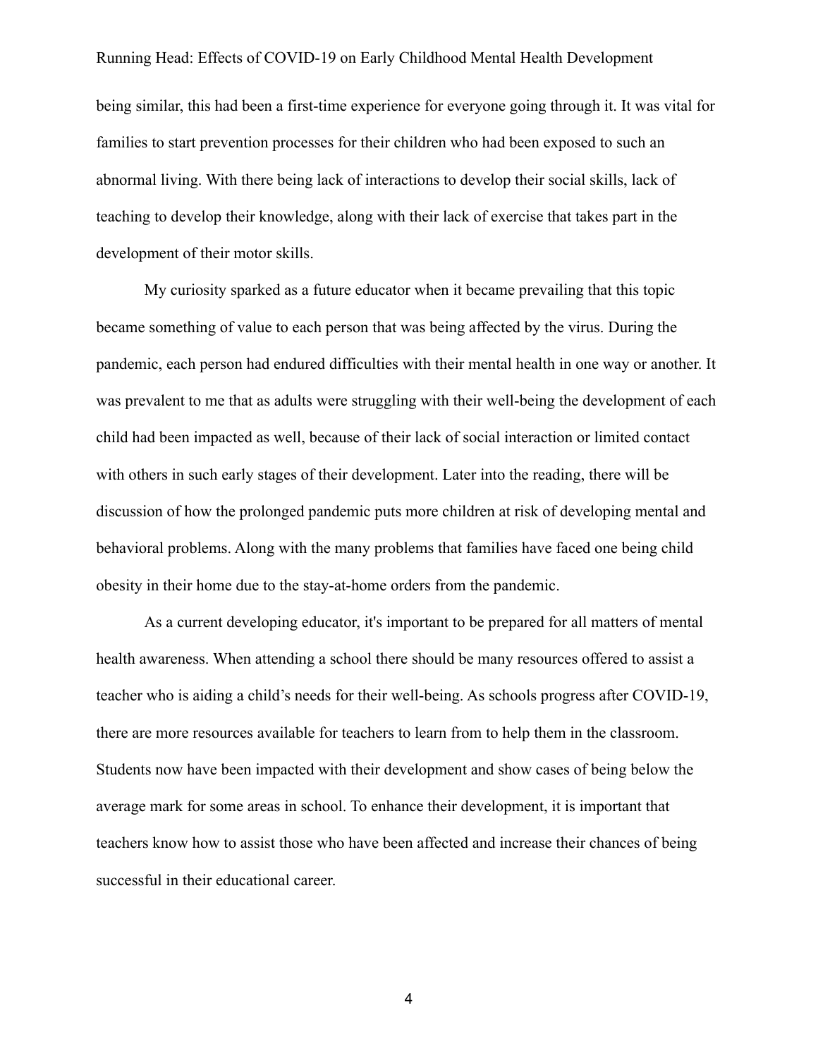being similar, this had been a first-time experience for everyone going through it. It was vital for families to start prevention processes for their children who had been exposed to such an abnormal living. With there being lack of interactions to develop their social skills, lack of teaching to develop their knowledge, along with their lack of exercise that takes part in the development of their motor skills.

My curiosity sparked as a future educator when it became prevailing that this topic became something of value to each person that was being affected by the virus. During the pandemic, each person had endured difficulties with their mental health in one way or another. It was prevalent to me that as adults were struggling with their well-being the development of each child had been impacted as well, because of their lack of social interaction or limited contact with others in such early stages of their development. Later into the reading, there will be discussion of how the prolonged pandemic puts more children at risk of developing mental and behavioral problems. Along with the many problems that families have faced one being child obesity in their home due to the stay-at-home orders from the pandemic.

As a current developing educator, it's important to be prepared for all matters of mental health awareness. When attending a school there should be many resources offered to assist a teacher who is aiding a child's needs for their well-being. As schools progress after COVID-19, there are more resources available for teachers to learn from to help them in the classroom. Students now have been impacted with their development and show cases of being below the average mark for some areas in school. To enhance their development, it is important that teachers know how to assist those who have been affected and increase their chances of being successful in their educational career.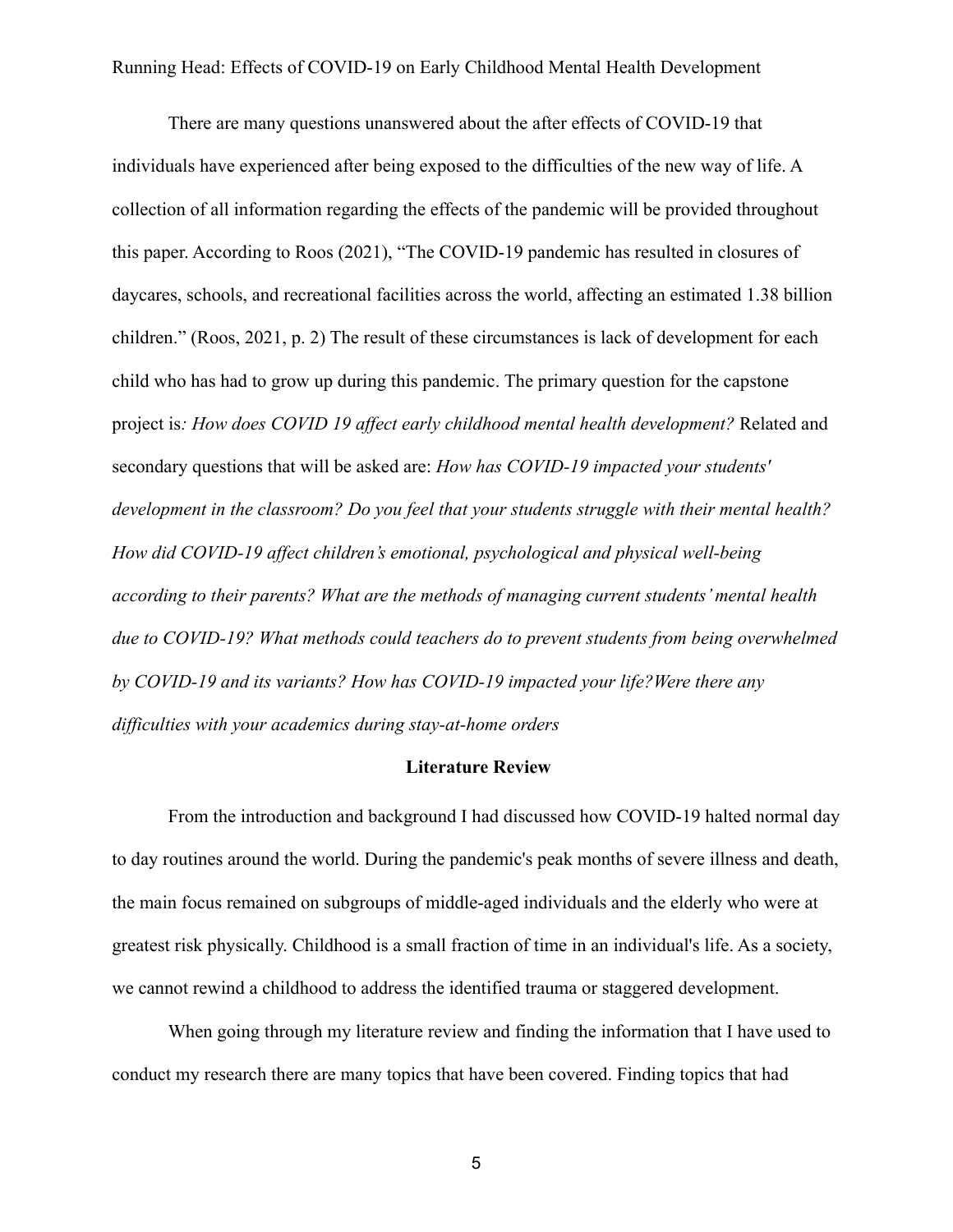There are many questions unanswered about the after effects of COVID-19 that individuals have experienced after being exposed to the difficulties of the new way of life. A collection of all information regarding the effects of the pandemic will be provided throughout this paper. According to Roos (2021), "The COVID-19 pandemic has resulted in closures of daycares, schools, and recreational facilities across the world, affecting an estimated 1.38 billion children." (Roos, 2021, p. 2) The result of these circumstances is lack of development for each child who has had to grow up during this pandemic. The primary question for the capstone project is*: How does COVID 19 affect early childhood mental health development?* Related and secondary questions that will be asked are: *How has COVID-19 impacted your students' development in the classroom? Do you feel that your students struggle with their mental health? How did COVID-19 affect children's emotional, psychological and physical well-being according to their parents? What are the methods of managing current students' mental health due to COVID-19? What methods could teachers do to prevent students from being overwhelmed by COVID-19 and its variants? How has COVID-19 impacted your life?Were there any difficulties with your academics during stay-at-home orders*

## Literature Review

From the introduction and background I had discussed how COVID-19 halted normal day to day routines around the world. During the pandemic's peak months of severe illness and death, the main focus remained on subgroups of middle-aged individuals and the elderly who were at greatest risk physically. Childhood is a small fraction of time in an individual's life. As a society, we cannot rewind a childhood to address the identified trauma or staggered development.

When going through my literature review and finding the information that I have used to conduct my research there are many topics that have been covered. Finding topics that had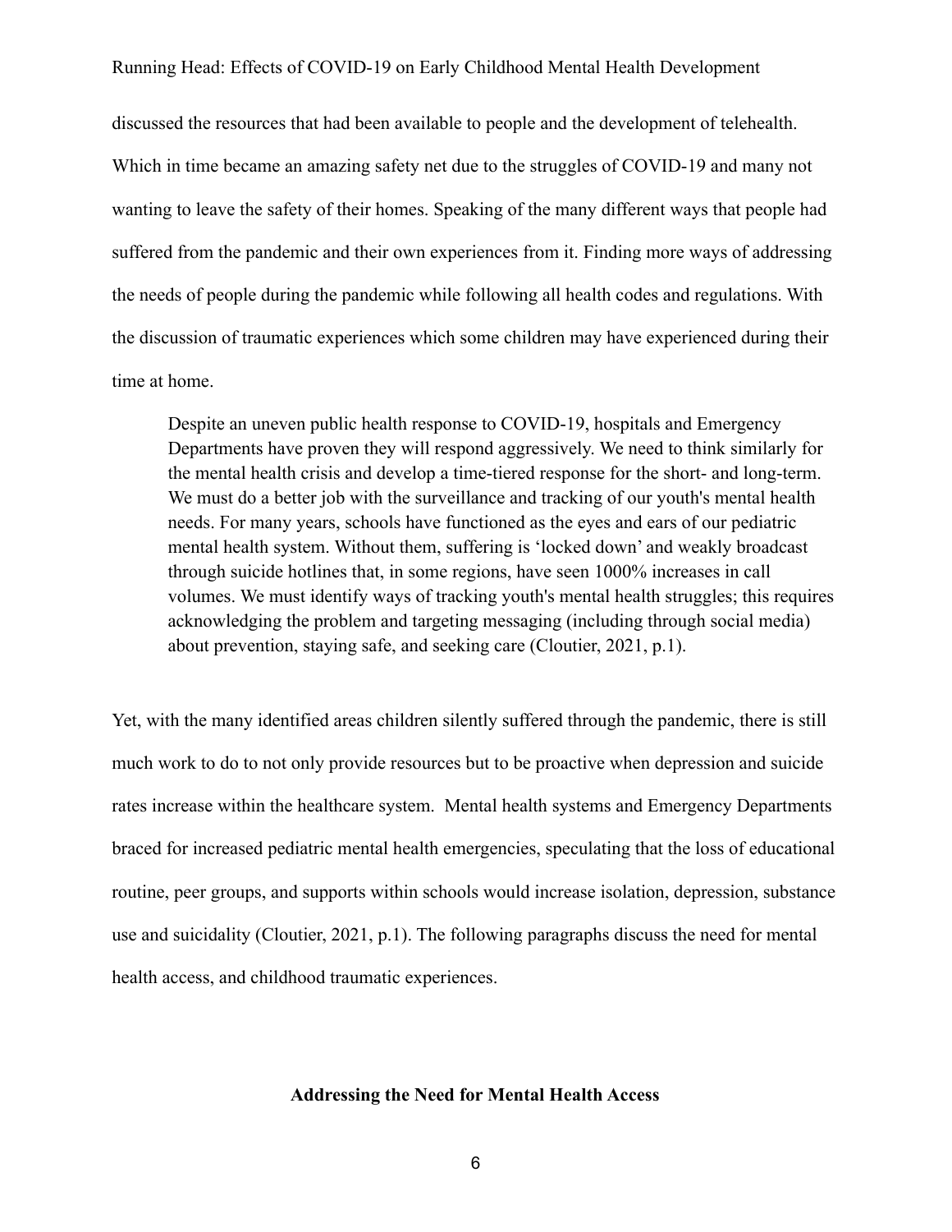discussed the resources that had been available to people and the development of telehealth. Which in time became an amazing safety net due to the struggles of COVID-19 and many not wanting to leave the safety of their homes. Speaking of the many different ways that people had suffered from the pandemic and their own experiences from it. Finding more ways of addressing the needs of people during the pandemic while following all health codes and regulations. With the discussion of traumatic experiences which some children may have experienced during their time at home.

> Despite an uneven public health response to COVID-19, hospitals and Emergency Departments have proven they will respond aggressively. We need to think similarly for the mental health crisis and develop a time-tiered response for the short- and long-term. We must do a better job with the surveillance and tracking of our youth's mental health needs. For many years, schools have functioned as the eyes and ears of our pediatric mental health system. Without them, suffering is 'locked down' and weakly broadcast through suicide hotlines that, in some regions, have seen 1000% increases in call volumes. We must identify ways of tracking youth's mental health struggles; this requires acknowledging the problem and targeting messaging (including through social media) about prevention, staying safe, and seeking care (Cloutier, 2021, p.1).

Yet, with the many identified areas children silently suffered through the pandemic, there is still much work to do to not only provide resources but to be proactive when depression and suicide rates increase within the healthcare system. Mental health systems and Emergency Departments braced for increased pediatric mental health emergencies, speculating that the loss of educational routine, peer groups, and supports within schools would increase isolation, depression, substance use and suicidality (Cloutier, 2021, p.1). The following paragraphs discuss the need for mental health access, and childhood traumatic experiences.

## Addressing the Need for Mental Health Access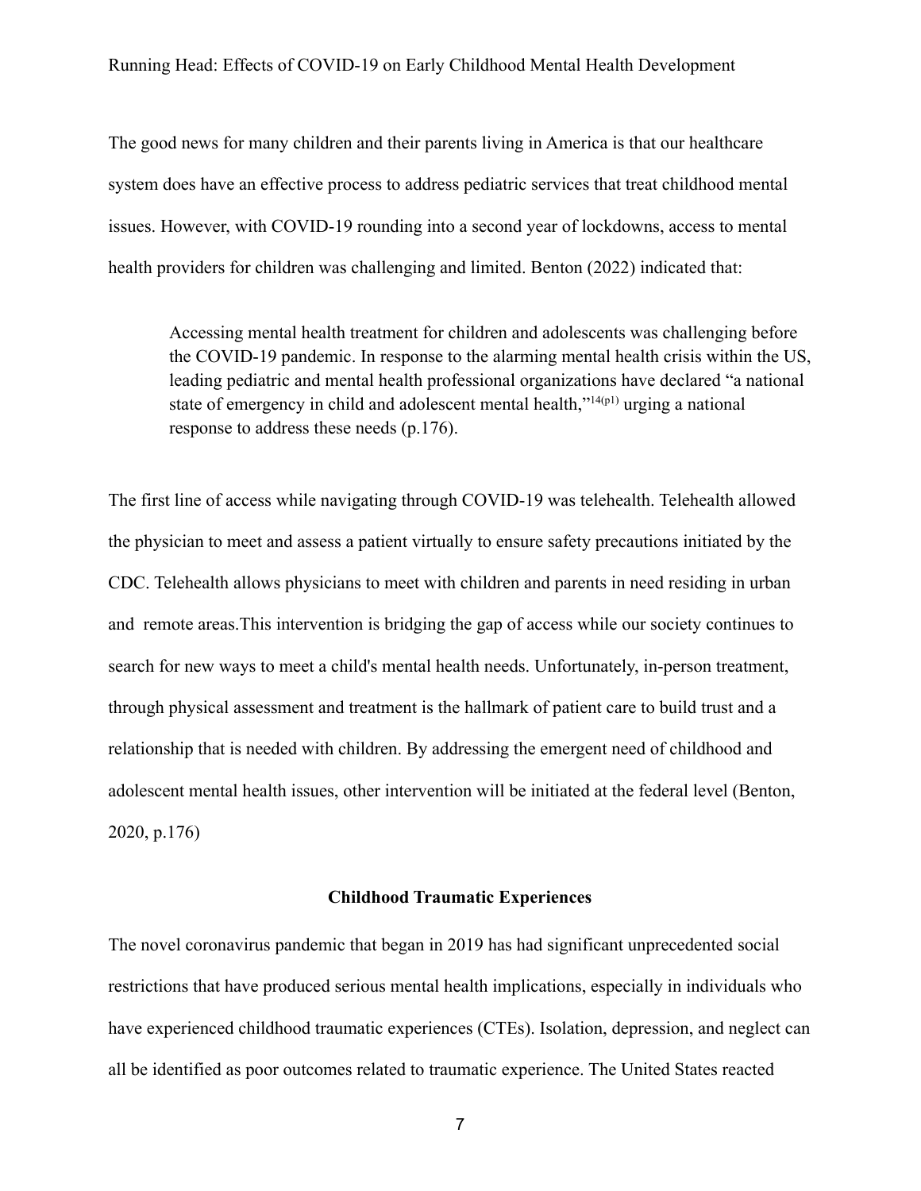The good news for many children and their parents living in America is that our healthcare system does have an effective process to address pediatric services that treat childhood mental issues. However, with COVID-19 rounding into a second year of lockdowns, access to mental health providers for children was challenging and limited. Benton (2022) indicated that:

> Accessing mental health treatment for children and adolescents was challenging before the COVID-19 pandemic. In response to the alarming mental health crisis within the US, leading pediatric and mental health professional organizations have declared "a national state of emergency in child and adolescent mental health,"[14(p1)] urging a national response to address these needs (p.176).

The first line of access while navigating through COVID-19 was telehealth. Telehealth allowed the physician to meet and assess a patient virtually to ensure safety precautions initiated by the CDC. Telehealth allows physicians to meet with children and parents in need residing in urban and remote areas.This intervention is bridging the gap of access while our society continues to search for new ways to meet a child's mental health needs. Unfortunately, in-person treatment, through physical assessment and treatment is the hallmark of patient care to build trust and a relationship that is needed with children. By addressing the emergent need of childhood and adolescent mental health issues, other intervention will be initiated at the federal level (Benton, 2020, p.176)

**Childhood Traumatic Experiences**

The novel coronavirus pandemic that began in 2019 has had significant unprecedented social restrictions that have produced serious mental health implications, especially in individuals who have experienced childhood traumatic experiences (CTEs). Isolation, depression, and neglect can all be identified as poor outcomes related to traumatic experience. The United States reacted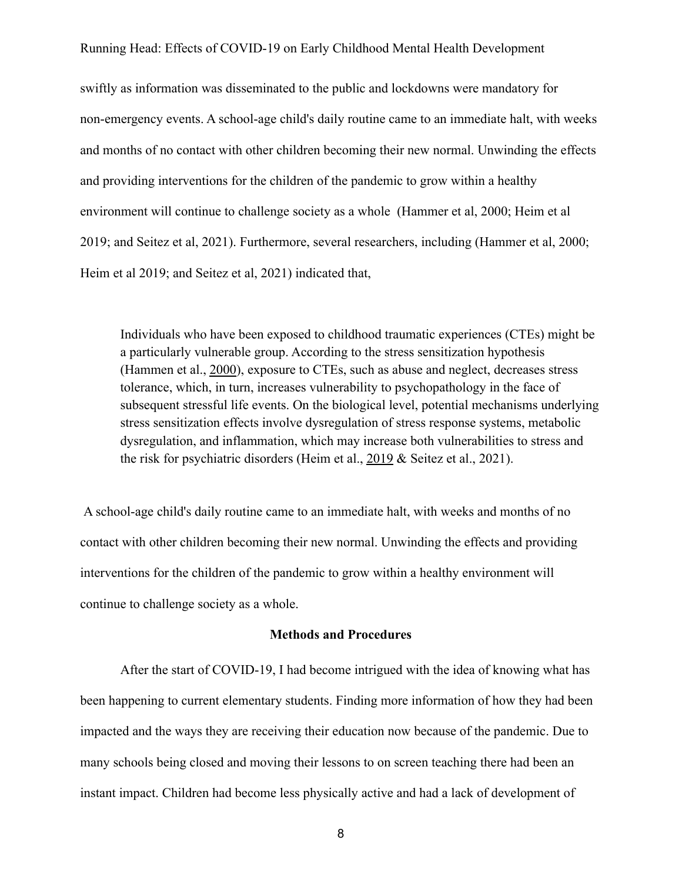swiftly as information was disseminated to the public and lockdowns were mandatory for non-emergency events. A school-age child's daily routine came to an immediate halt, with weeks and months of no contact with other children becoming their new normal. Unwinding the effects and providing interventions for the children of the pandemic to grow within a healthy environment will continue to challenge society as a whole (Hammer et al, 2000; Heim et al 2019; and Seitez et al, 2021). Furthermore, several researchers, including (Hammer et al, 2000; Heim et al 2019; and Seitez et al, 2021) indicated that,

> Individuals who have been exposed to childhood traumatic experiences (CTEs) might be a particularly vulnerable group. According to the stress sensitization hypothesis (Hammen et al., 2000), exposure to CTEs, such as abuse and neglect, decreases stress tolerance, which, in turn, increases vulnerability to psychopathology in the face of subsequent stressful life events. On the biological level, potential mechanisms underlying stress sensitization effects involve dysregulation of stress response systems, metabolic dysregulation, and inflammation, which may increase both vulnerabilities to stress and the risk for psychiatric disorders (Heim et al., 2019 & Seitez et al., 2021).

A school-age child's daily routine came to an immediate halt, with weeks and months of no contact with other children becoming their new normal. Unwinding the effects and providing interventions for the children of the pandemic to grow within a healthy environment will continue to challenge society as a whole.

## Methods and Procedures

After the start of COVID-19, I had become intrigued with the idea of knowing what has been happening to current elementary students. Finding more information of how they had been impacted and the ways they are receiving their education now because of the pandemic. Due to many schools being closed and moving their lessons to on screen teaching there had been an instant impact. Children had become less physically active and had a lack of development of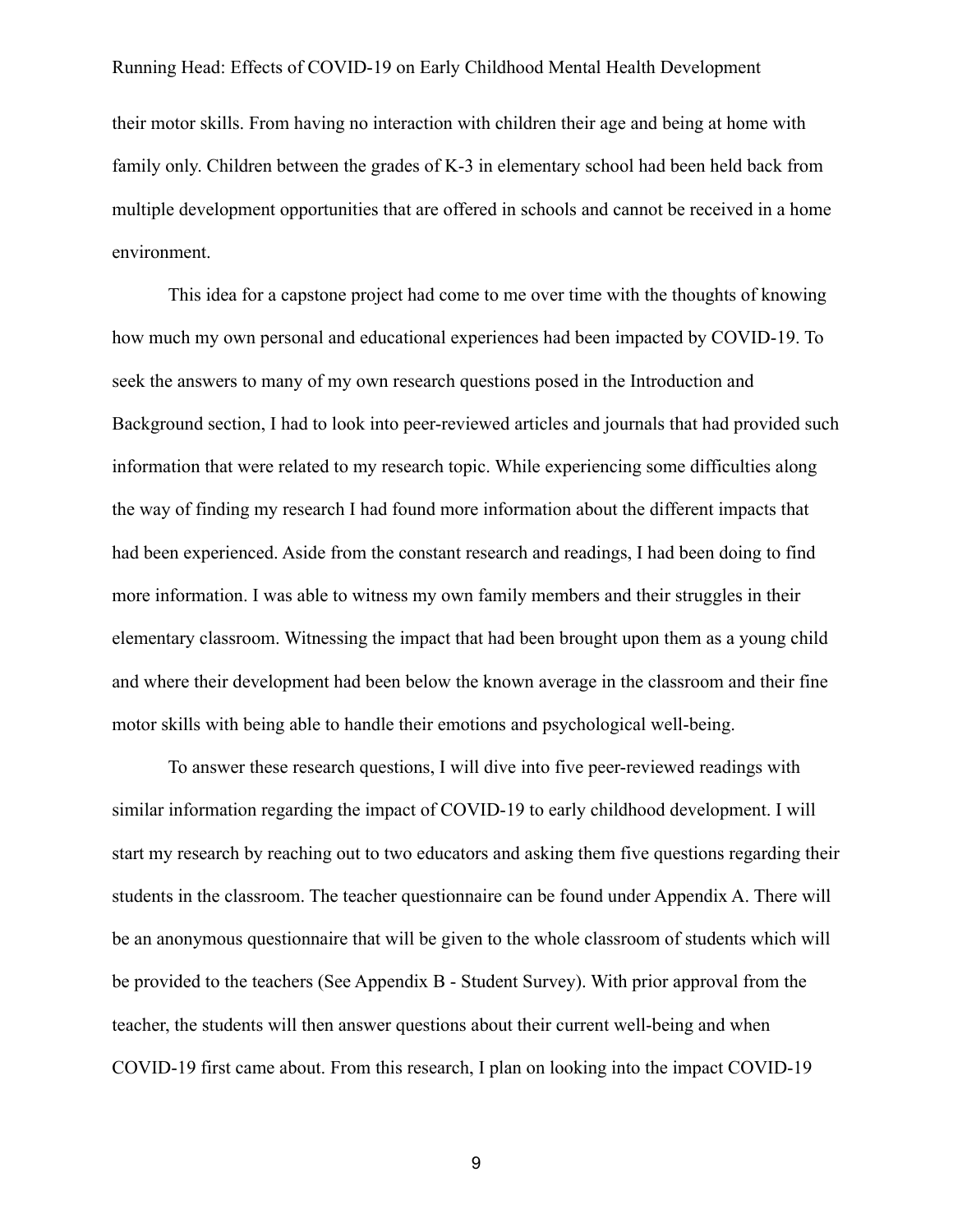their motor skills. From having no interaction with children their age and being at home with family only. Children between the grades of K-3 in elementary school had been held back from multiple development opportunities that are offered in schools and cannot be received in a home environment.

This idea for a capstone project had come to me over time with the thoughts of knowing how much my own personal and educational experiences had been impacted by COVID-19. To seek the answers to many of my own research questions posed in the Introduction and Background section, I had to look into peer-reviewed articles and journals that had provided such information that were related to my research topic. While experiencing some difficulties along the way of finding my research I had found more information about the different impacts that had been experienced. Aside from the constant research and readings, I had been doing to find more information. I was able to witness my own family members and their struggles in their elementary classroom. Witnessing the impact that had been brought upon them as a young child and where their development had been below the known average in the classroom and their fine motor skills with being able to handle their emotions and psychological well-being.

To answer these research questions, I will dive into five peer-reviewed readings with similar information regarding the impact of COVID-19 to early childhood development. I will start my research by reaching out to two educators and asking them five questions regarding their students in the classroom. The teacher questionnaire can be found under Appendix A. There will be an anonymous questionnaire that will be given to the whole classroom of students which will be provided to the teachers (See Appendix B - Student Survey). With prior approval from the teacher, the students will then answer questions about their current well-being and when COVID-19 first came about. From this research, I plan on looking into the impact COVID-19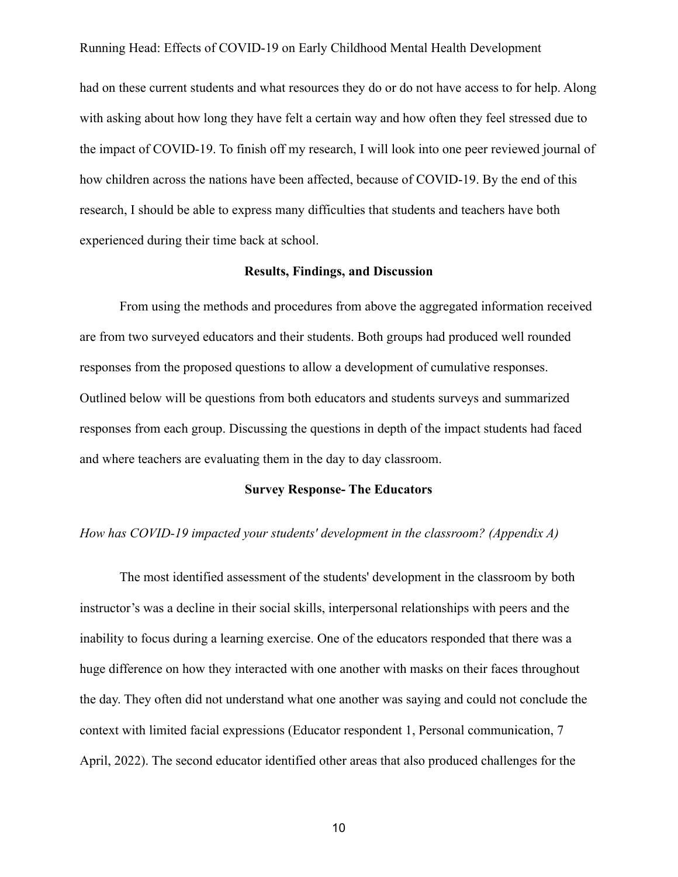had on these current students and what resources they do or do not have access to for help. Along with asking about how long they have felt a certain way and how often they feel stressed due to the impact of COVID-19. To finish off my research, I will look into one peer reviewed journal of how children across the nations have been affected, because of COVID-19. By the end of this research, I should be able to express many difficulties that students and teachers have both experienced during their time back at school.

## Results, Findings, and Discussion

From using the methods and procedures from above the aggregated information received are from two surveyed educators and their students. Both groups had produced well rounded responses from the proposed questions to allow a development of cumulative responses. Outlined below will be questions from both educators and students surveys and summarized responses from each group. Discussing the questions in depth of the impact students had faced and where teachers are evaluating them in the day to day classroom.

## Survey Response- The Educators

*How has COVID-19 impacted your students' development in the classroom? (Appendix A)*

The most identified assessment of the students' development in the classroom by both instructor's was a decline in their social skills, interpersonal relationships with peers and the inability to focus during a learning exercise. One of the educators responded that there was a huge difference on how they interacted with one another with masks on their faces throughout the day. They often did not understand what one another was saying and could not conclude the context with limited facial expressions (Educator respondent 1, Personal communication, 7 April, 2022). The second educator identified other areas that also produced challenges for the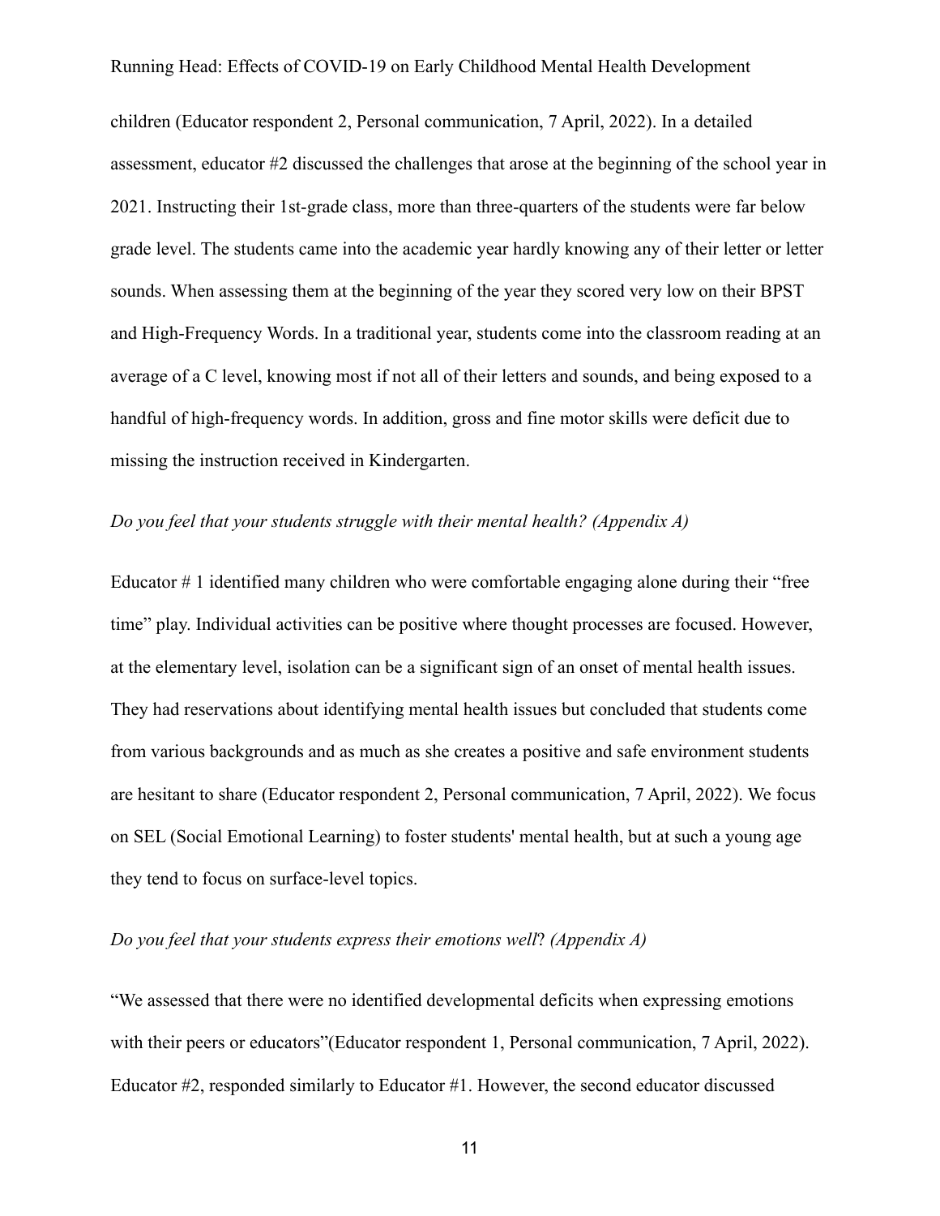children (Educator respondent 2, Personal communication, 7 April, 2022). In a detailed assessment, educator #2 discussed the challenges that arose at the beginning of the school year in 2021. Instructing their 1st-grade class, more than three-quarters of the students were far below grade level. The students came into the academic year hardly knowing any of their letter or letter sounds. When assessing them at the beginning of the year they scored very low on their BPST and High-Frequency Words. In a traditional year, students come into the classroom reading at an average of a C level, knowing most if not all of their letters and sounds, and being exposed to a handful of high-frequency words. In addition, gross and fine motor skills were deficit due to missing the instruction received in Kindergarten.

*Do you feel that your students struggle with their mental health? (Appendix A)*

Educator # 1 identified many children who were comfortable engaging alone during their "free time" play. Individual activities can be positive where thought processes are focused. However, at the elementary level, isolation can be a significant sign of an onset of mental health issues. They had reservations about identifying mental health issues but concluded that students come from various backgrounds and as much as she creates a positive and safe environment students are hesitant to share (Educator respondent 2, Personal communication, 7 April, 2022). We focus on SEL (Social Emotional Learning) to foster students' mental health, but at such a young age they tend to focus on surface-level topics.

*Do you feel that your students express their emotions well? (Appendix A)*

"We assessed that there were no identified developmental deficits when expressing emotions with their peers or educators"(Educator respondent 1, Personal communication, 7 April, 2022). Educator #2, responded similarly to Educator #1. However, the second educator discussed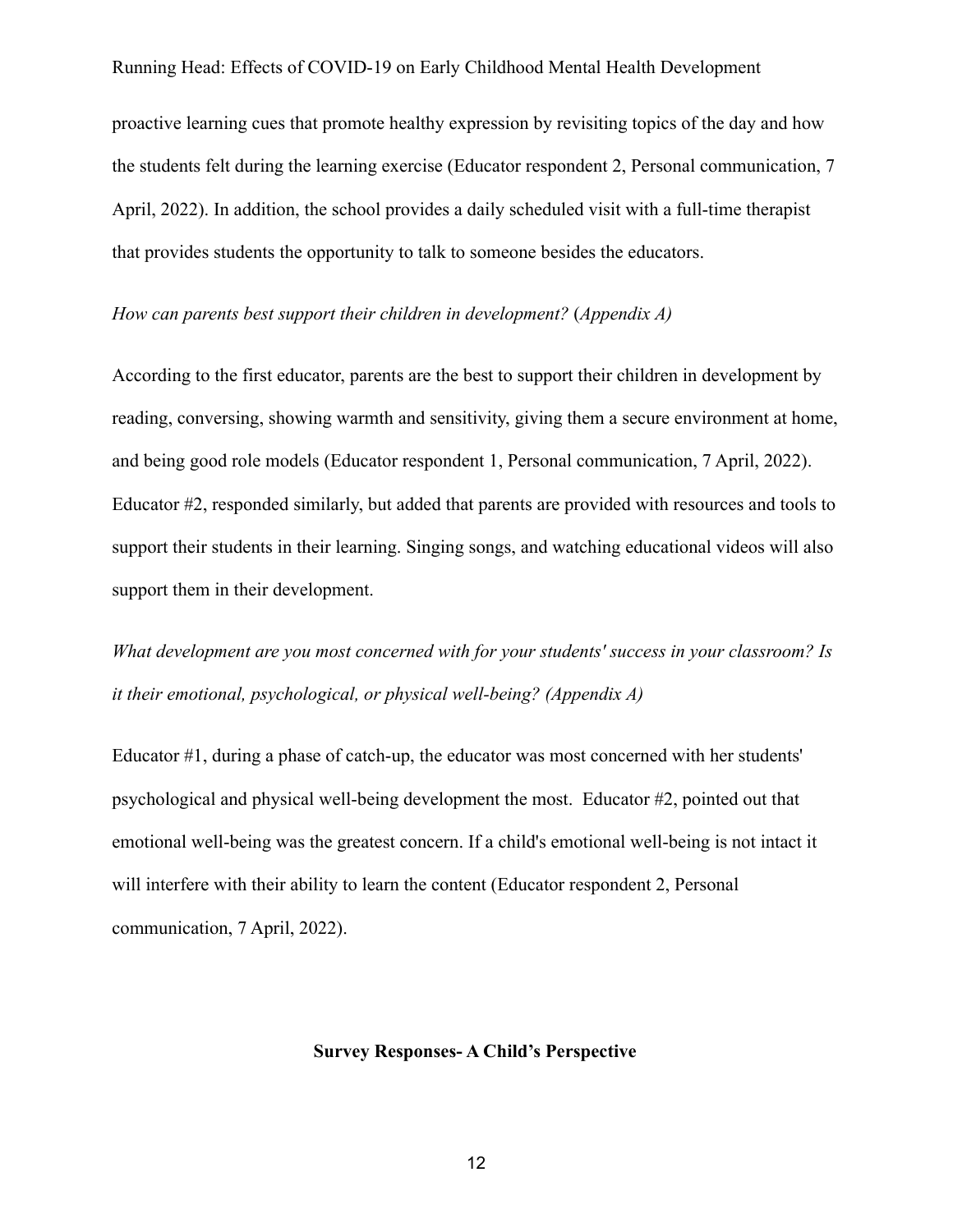proactive learning cues that promote healthy expression by revisiting topics of the day and how the students felt during the learning exercise (Educator respondent 2, Personal communication, 7 April, 2022). In addition, the school provides a daily scheduled visit with a full-time therapist that provides students the opportunity to talk to someone besides the educators.

*How can parents best support their children in development?* (*Appendix A)*

According to the first educator, parents are the best to support their children in development by reading, conversing, showing warmth and sensitivity, giving them a secure environment at home, and being good role models (Educator respondent 1, Personal communication, 7 April, 2022). Educator #2, responded similarly, but added that parents are provided with resources and tools to support their students in their learning. Singing songs, and watching educational videos will also support them in their development.

*What development are you most concerned with for your students' success in your classroom? Is it their emotional, psychological, or physical well-being? (Appendix A)*

Educator #1, during a phase of catch-up, the educator was most concerned with her students' psychological and physical well-being development the most. Educator #2, pointed out that emotional well-being was the greatest concern. If a child's emotional well-being is not intact it will interfere with their ability to learn the content (Educator respondent 2, Personal communication, 7 April, 2022).

**Survey Responses- A Child's Perspective**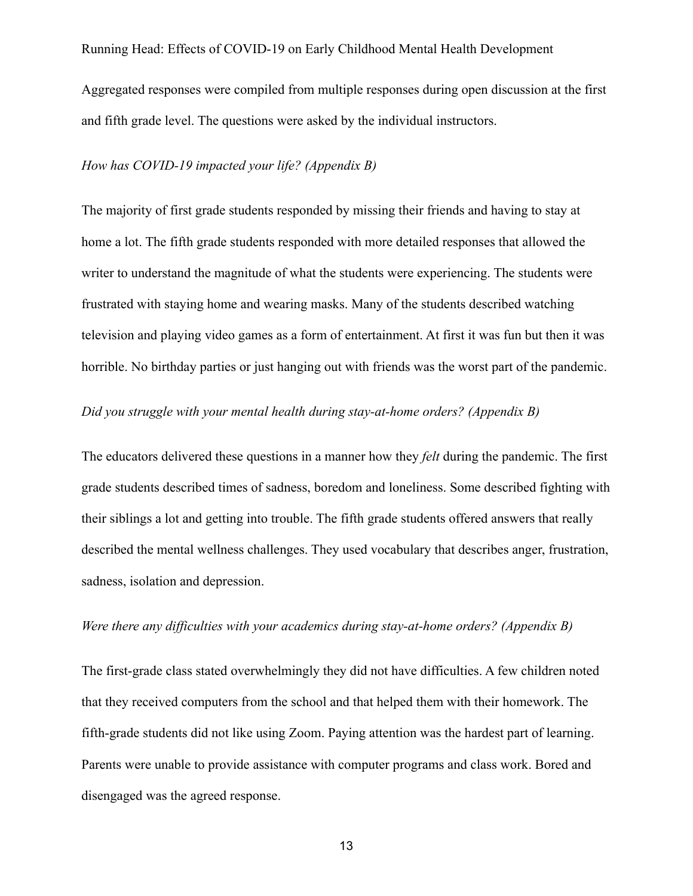Aggregated responses were compiled from multiple responses during open discussion at the first and fifth grade level. The questions were asked by the individual instructors.

*How has COVID-19 impacted your life? (Appendix B)*

The majority of first grade students responded by missing their friends and having to stay at home a lot. The fifth grade students responded with more detailed responses that allowed the writer to understand the magnitude of what the students were experiencing. The students were frustrated with staying home and wearing masks. Many of the students described watching television and playing video games as a form of entertainment. At first it was fun but then it was horrible. No birthday parties or just hanging out with friends was the worst part of the pandemic.

*Did you struggle with your mental health during stay-at-home orders? (Appendix B)*

The educators delivered these questions in a manner how they *felt* during the pandemic. The first grade students described times of sadness, boredom and loneliness. Some described fighting with their siblings a lot and getting into trouble. The fifth grade students offered answers that really described the mental wellness challenges. They used vocabulary that describes anger, frustration, sadness, isolation and depression.

*Were there any difficulties with your academics during stay-at-home orders? (Appendix B)*

The first-grade class stated overwhelmingly they did not have difficulties. A few children noted that they received computers from the school and that helped them with their homework. The fifth-grade students did not like using Zoom. Paying attention was the hardest part of learning. Parents were unable to provide assistance with computer programs and class work. Bored and disengaged was the agreed response.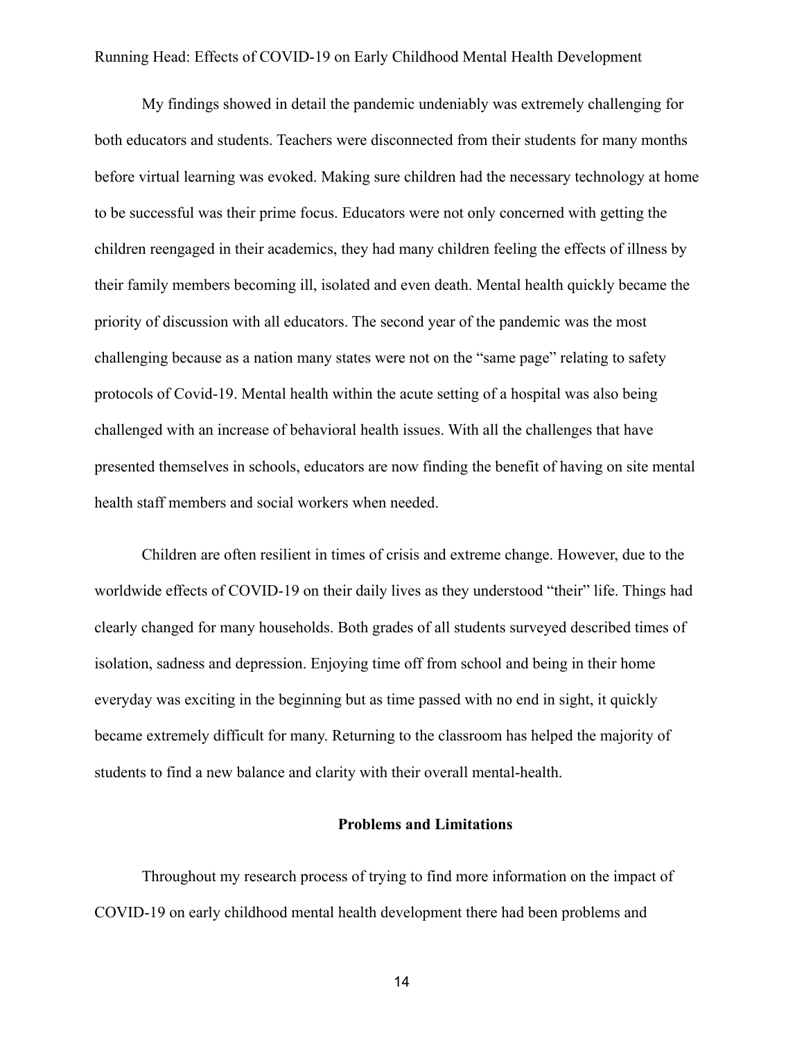My findings showed in detail the pandemic undeniably was extremely challenging for both educators and students. Teachers were disconnected from their students for many months before virtual learning was evoked. Making sure children had the necessary technology at home to be successful was their prime focus. Educators were not only concerned with getting the children reengaged in their academics, they had many children feeling the effects of illness by their family members becoming ill, isolated and even death. Mental health quickly became the priority of discussion with all educators. The second year of the pandemic was the most challenging because as a nation many states were not on the "same page" relating to safety protocols of Covid-19. Mental health within the acute setting of a hospital was also being challenged with an increase of behavioral health issues. With all the challenges that have presented themselves in schools, educators are now finding the benefit of having on site mental health staff members and social workers when needed.

Children are often resilient in times of crisis and extreme change. However, due to the worldwide effects of COVID-19 on their daily lives as they understood "their" life. Things had clearly changed for many households. Both grades of all students surveyed described times of isolation, sadness and depression. Enjoying time off from school and being in their home everyday was exciting in the beginning but as time passed with no end in sight, it quickly became extremely difficult for many. Returning to the classroom has helped the majority of students to find a new balance and clarity with their overall mental-health.

## Problems and Limitations

Throughout my research process of trying to find more information on the impact of COVID-19 on early childhood mental health development there had been problems and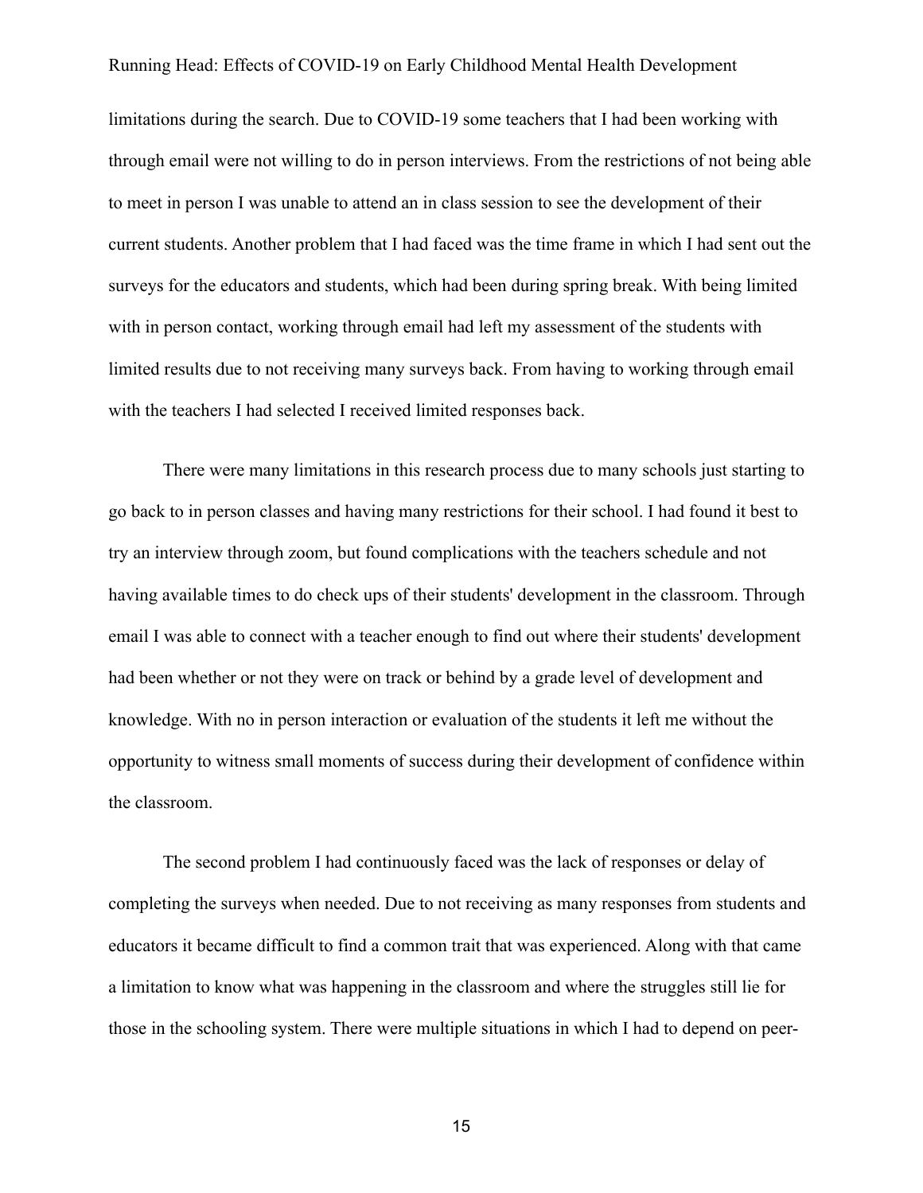limitations during the search. Due to COVID-19 some teachers that I had been working with through email were not willing to do in person interviews. From the restrictions of not being able to meet in person I was unable to attend an in class session to see the development of their current students. Another problem that I had faced was the time frame in which I had sent out the surveys for the educators and students, which had been during spring break. With being limited with in person contact, working through email had left my assessment of the students with limited results due to not receiving many surveys back. From having to working through email with the teachers I had selected I received limited responses back.

There were many limitations in this research process due to many schools just starting to go back to in person classes and having many restrictions for their school. I had found it best to try an interview through zoom, but found complications with the teachers schedule and not having available times to do check ups of their students' development in the classroom. Through email I was able to connect with a teacher enough to find out where their students' development had been whether or not they were on track or behind by a grade level of development and knowledge. With no in person interaction or evaluation of the students it left me without the opportunity to witness small moments of success during their development of confidence within the classroom.

The second problem I had continuously faced was the lack of responses or delay of completing the surveys when needed. Due to not receiving as many responses from students and educators it became difficult to find a common trait that was experienced. Along with that came a limitation to know what was happening in the classroom and where the struggles still lie for those in the schooling system. There were multiple situations in which I had to depend on peer-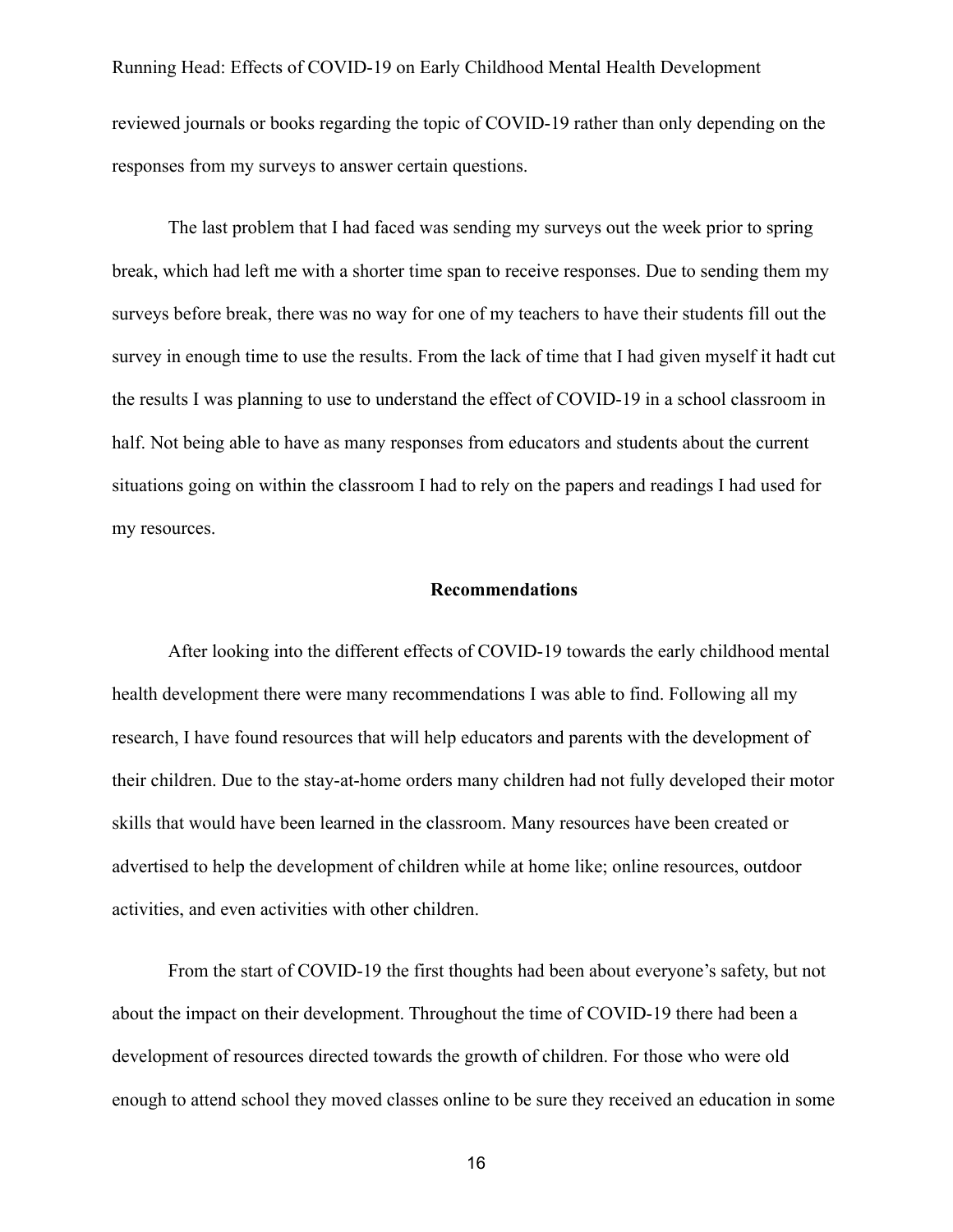reviewed journals or books regarding the topic of COVID-19 rather than only depending on the responses from my surveys to answer certain questions.

The last problem that I had faced was sending my surveys out the week prior to spring break, which had left me with a shorter time span to receive responses. Due to sending them my surveys before break, there was no way for one of my teachers to have their students fill out the survey in enough time to use the results. From the lack of time that I had given myself it hadt cut the results I was planning to use to understand the effect of COVID-19 in a school classroom in half. Not being able to have as many responses from educators and students about the current situations going on within the classroom I had to rely on the papers and readings I had used for my resources.

## Recommendations

After looking into the different effects of COVID-19 towards the early childhood mental health development there were many recommendations I was able to find. Following all my research, I have found resources that will help educators and parents with the development of their children. Due to the stay-at-home orders many children had not fully developed their motor skills that would have been learned in the classroom. Many resources have been created or advertised to help the development of children while at home like; online resources, outdoor activities, and even activities with other children.

From the start of COVID-19 the first thoughts had been about everyone's safety, but not about the impact on their development. Throughout the time of COVID-19 there had been a development of resources directed towards the growth of children. For those who were old enough to attend school they moved classes online to be sure they received an education in some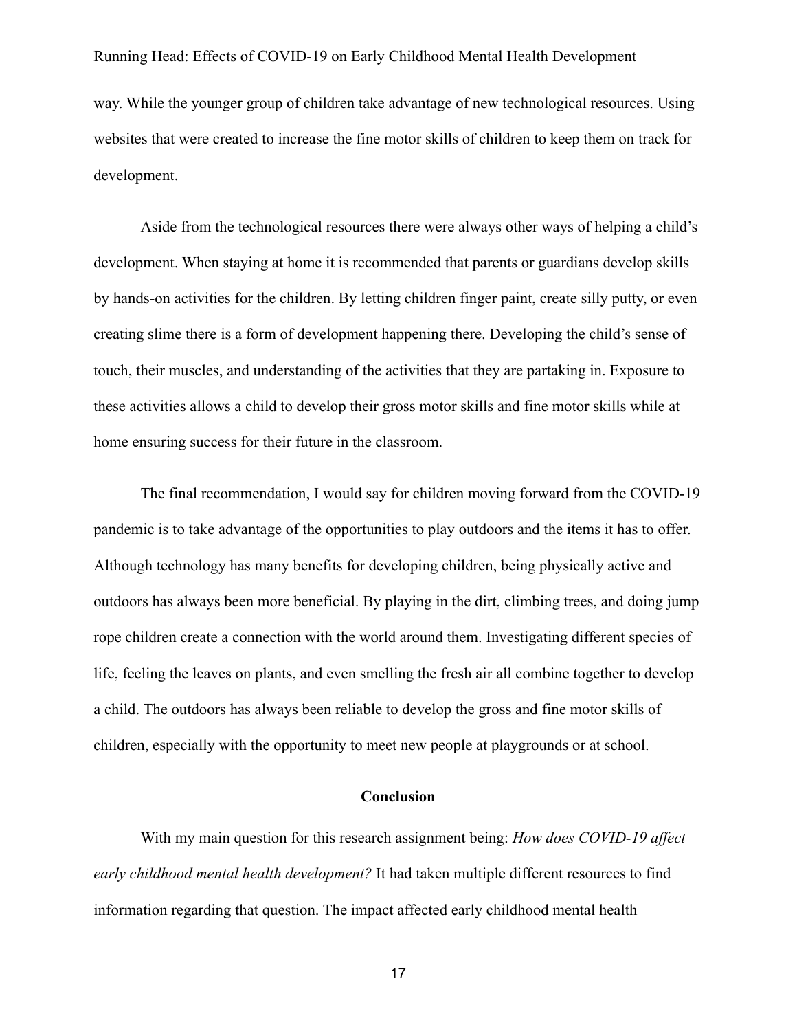way. While the younger group of children take advantage of new technological resources. Using websites that were created to increase the fine motor skills of children to keep them on track for development.

Aside from the technological resources there were always other ways of helping a child's development. When staying at home it is recommended that parents or guardians develop skills by hands-on activities for the children. By letting children finger paint, create silly putty, or even creating slime there is a form of development happening there. Developing the child's sense of touch, their muscles, and understanding of the activities that they are partaking in. Exposure to these activities allows a child to develop their gross motor skills and fine motor skills while at home ensuring success for their future in the classroom.

The final recommendation, I would say for children moving forward from the COVID-19 pandemic is to take advantage of the opportunities to play outdoors and the items it has to offer. Although technology has many benefits for developing children, being physically active and outdoors has always been more beneficial. By playing in the dirt, climbing trees, and doing jump rope children create a connection with the world around them. Investigating different species of life, feeling the leaves on plants, and even smelling the fresh air all combine together to develop a child. The outdoors has always been reliable to develop the gross and fine motor skills of children, especially with the opportunity to meet new people at playgrounds or at school.

## Conclusion

With my main question for this research assignment being: *How does COVID-19 affect early childhood mental health development?* It had taken multiple different resources to find information regarding that question. The impact affected early childhood mental health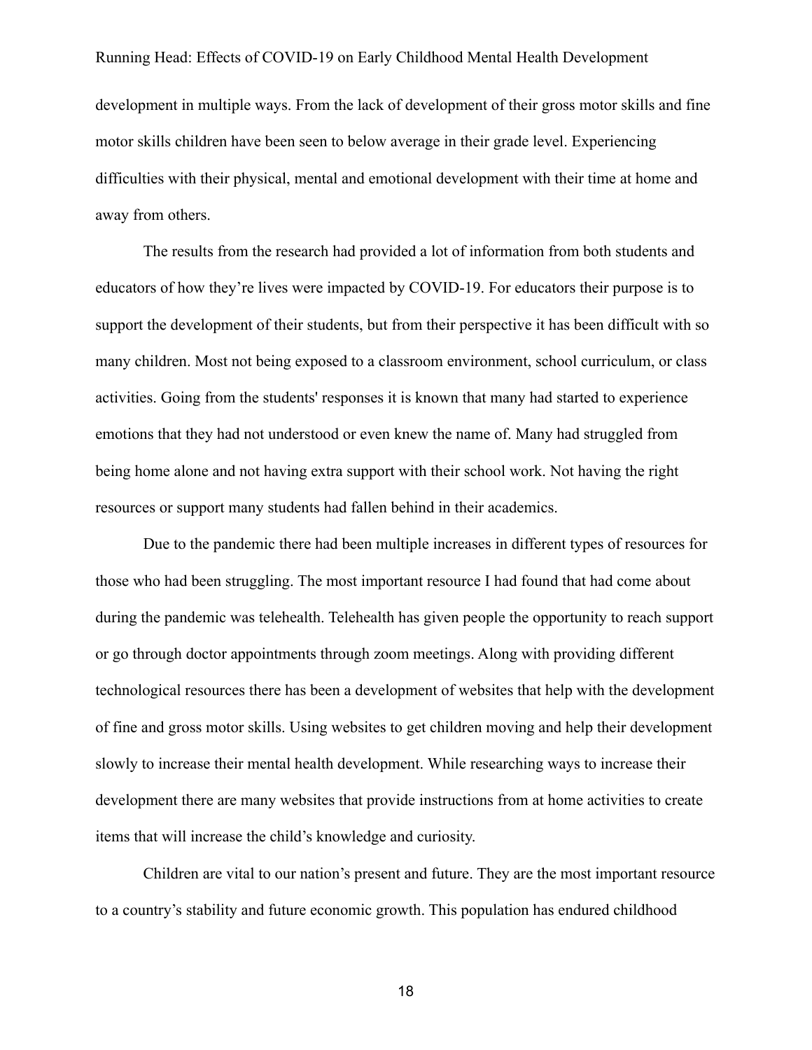development in multiple ways. From the lack of development of their gross motor skills and fine motor skills children have been seen to below average in their grade level. Experiencing difficulties with their physical, mental and emotional development with their time at home and away from others.

The results from the research had provided a lot of information from both students and educators of how they're lives were impacted by COVID-19. For educators their purpose is to support the development of their students, but from their perspective it has been difficult with so many children. Most not being exposed to a classroom environment, school curriculum, or class activities. Going from the students' responses it is known that many had started to experience emotions that they had not understood or even knew the name of. Many had struggled from being home alone and not having extra support with their school work. Not having the right resources or support many students had fallen behind in their academics.

Due to the pandemic there had been multiple increases in different types of resources for those who had been struggling. The most important resource I had found that had come about during the pandemic was telehealth. Telehealth has given people the opportunity to reach support or go through doctor appointments through zoom meetings. Along with providing different technological resources there has been a development of websites that help with the development of fine and gross motor skills. Using websites to get children moving and help their development slowly to increase their mental health development. While researching ways to increase their development there are many websites that provide instructions from at home activities to create items that will increase the child's knowledge and curiosity.

Children are vital to our nation's present and future. They are the most important resource to a country's stability and future economic growth. This population has endured childhood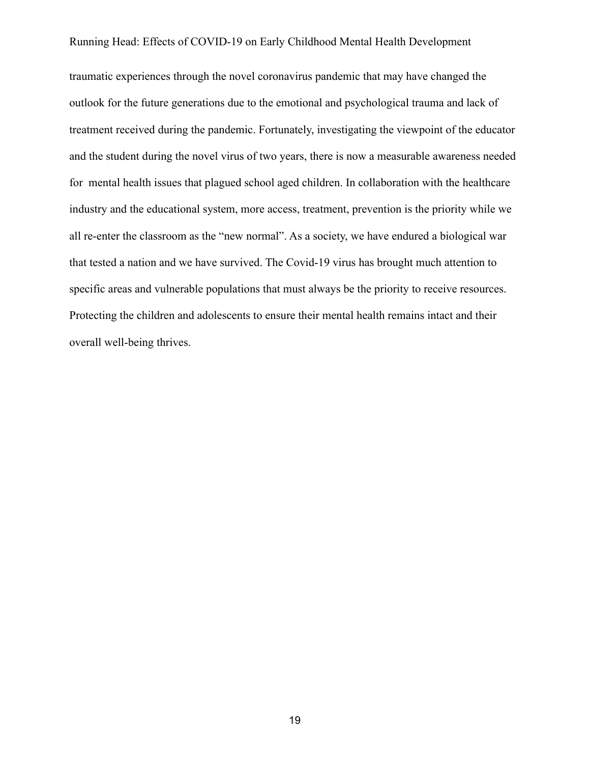traumatic experiences through the novel coronavirus pandemic that may have changed the outlook for the future generations due to the emotional and psychological trauma and lack of treatment received during the pandemic. Fortunately, investigating the viewpoint of the educator and the student during the novel virus of two years, there is now a measurable awareness needed for mental health issues that plagued school aged children. In collaboration with the healthcare industry and the educational system, more access, treatment, prevention is the priority while we all re-enter the classroom as the "new normal". As a society, we have endured a biological war that tested a nation and we have survived. The Covid-19 virus has brought much attention to specific areas and vulnerable populations that must always be the priority to receive resources. Protecting the children and adolescents to ensure their mental health remains intact and their overall well-being thrives.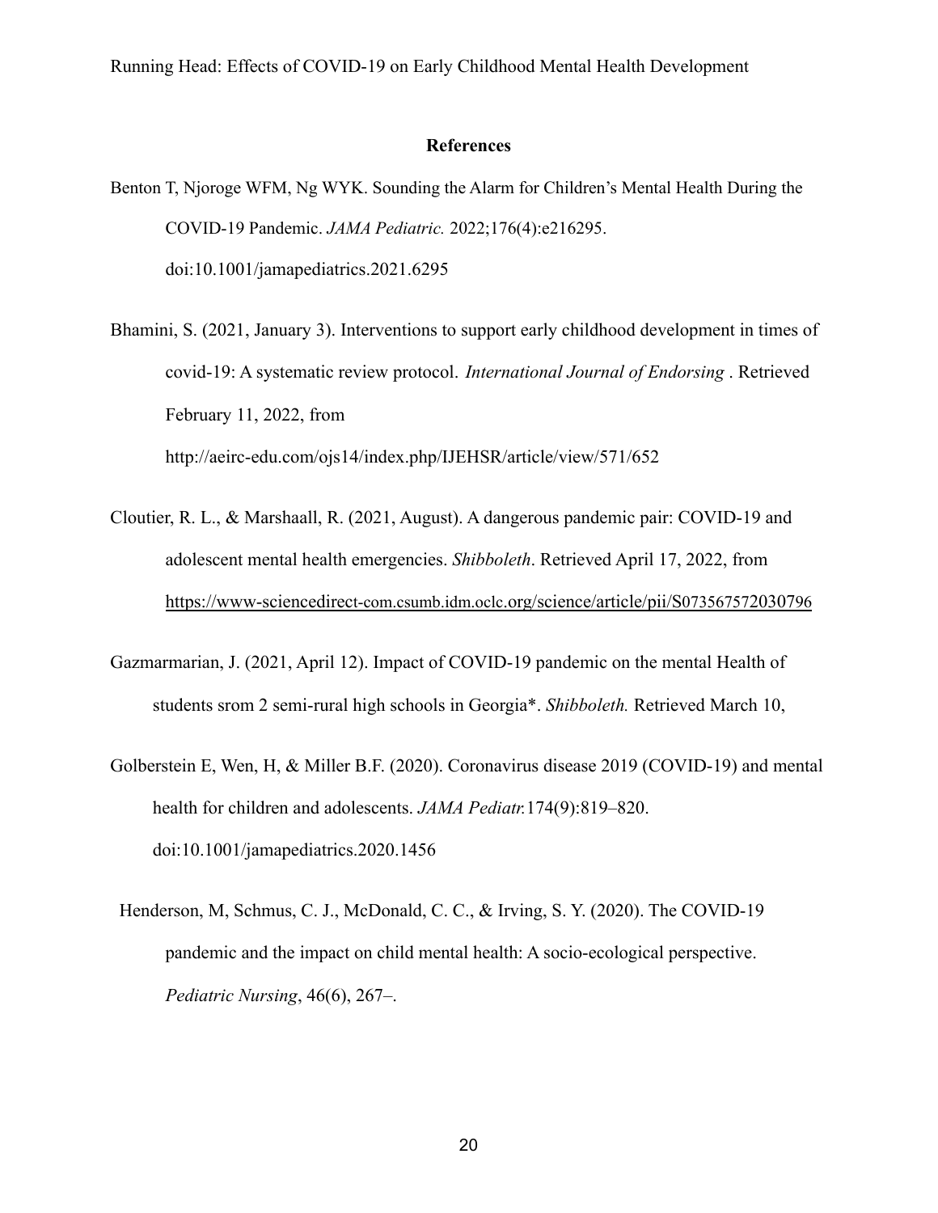**References**

Benton T, Njoroge WFM, Ng WYK. Sounding the Alarm for Children's Mental Health During the COVID-19 Pandemic. *JAMA Pediatric.* 2022;176(4):e216295. doi:10.1001/jamapediatrics.2021.6295

Bhamini, S. (2021, January 3). Interventions to support early childhood development in times of covid-19: A systematic review protocol. *International Journal of Endorsing* . Retrieved February 11, 2022, from http://aeirc-edu.com/ojs14/index.php/IJEHSR/article/view/571/652

Cloutier, R. L., & Marshaall, R. (2021, August). A dangerous pandemic pair: COVID-19 and adolescent mental health emergencies. *Shibboleth*. Retrieved April 17, 2022, from https://www-sciencedirect-com.csumb.idm.oclc.org/science/article/pii/S073567572030796

Gazmarmarian, J. (2021, April 12). Impact of COVID-19 pandemic on the mental Health of students srom 2 semi-rural high schools in Georgia*. *Shibboleth.* Retrieved March 10,

Golberstein E, Wen, H, & Miller B.F. (2020). Coronavirus disease 2019 (COVID-19) and mental health for children and adolescents. *JAMA Pediatr.*174(9):819–820. doi:10.1001/jamapediatrics.2020.1456

Henderson, M, Schmus, C. J., McDonald, C. C., & Irving, S. Y. (2020). The COVID-19 pandemic and the impact on child mental health: A socio-ecological perspective. *Pediatric Nursing*, 46(6), 267–.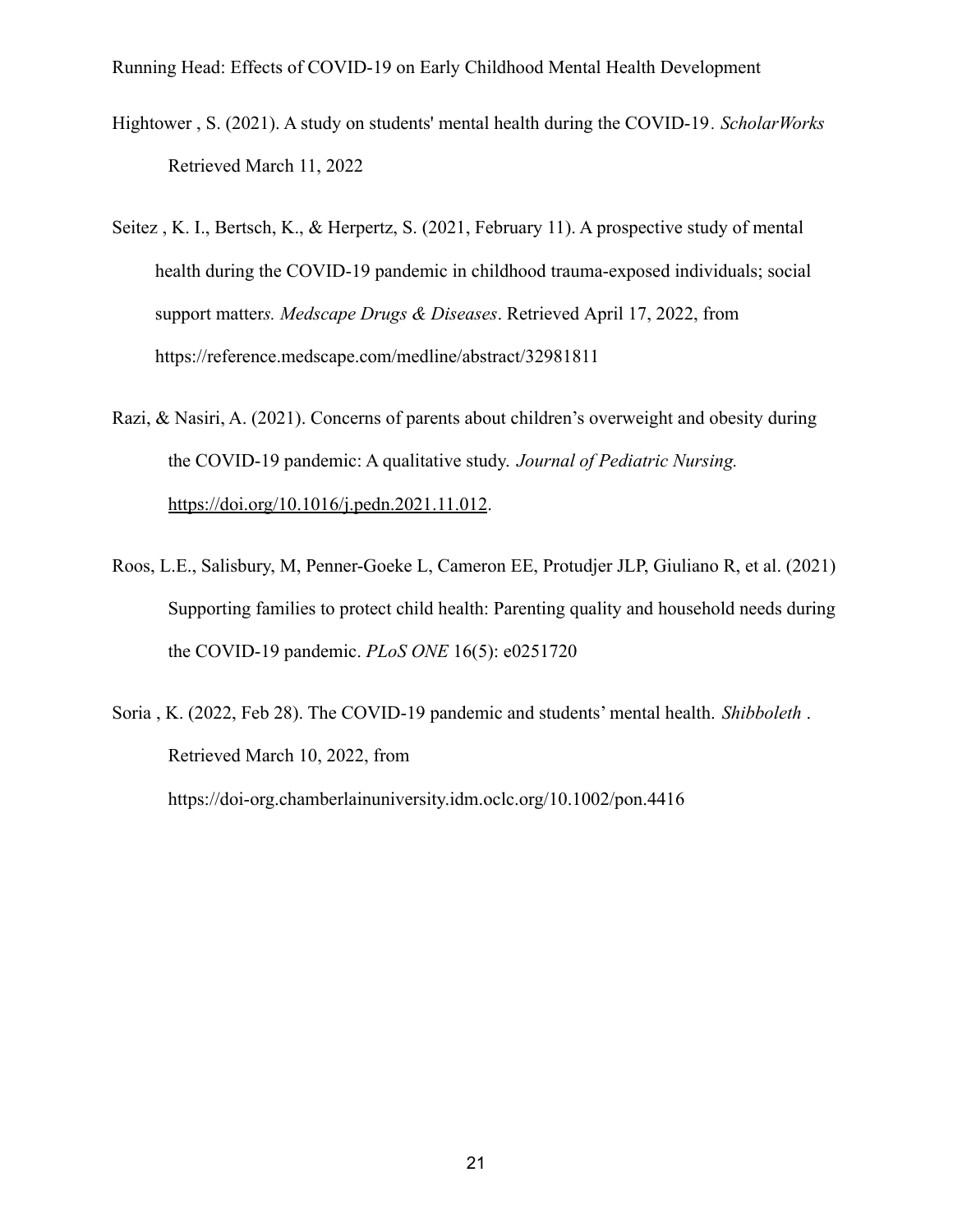Hightower , S. (2021). A study on students' mental health during the COVID-19. *ScholarWorks* Retrieved March 11, 2022

Seitez , K. I., Bertsch, K., & Herpertz, S. (2021, February 11). A prospective study of mental health during the COVID-19 pandemic in childhood trauma-exposed individuals; social support matter*s. Medscape Drugs & Diseases*. Retrieved April 17, 2022, from https://reference.medscape.com/medline/abstract/32981811

Razi, & Nasiri, A. (2021). Concerns of parents about children's overweight and obesity during the COVID-19 pandemic: A qualitative study. *Journal of Pediatric Nursing.* https://doi.org/10.1016/j.pedn.2021.11.012.

Roos, L.E., Salisbury, M, Penner-Goeke L, Cameron EE, Protudjer JLP, Giuliano R, et al. (2021) Supporting families to protect child health: Parenting quality and household needs during the COVID-19 pandemic. *PLoS ONE* 16(5): e0251720

Soria , K. (2022, Feb 28). The COVID-19 pandemic and students' mental health. *Shibboleth* . Retrieved March 10, 2022, from https://doi-org.chamberlainuniversity.idm.oclc.org/10.1002/pon.4416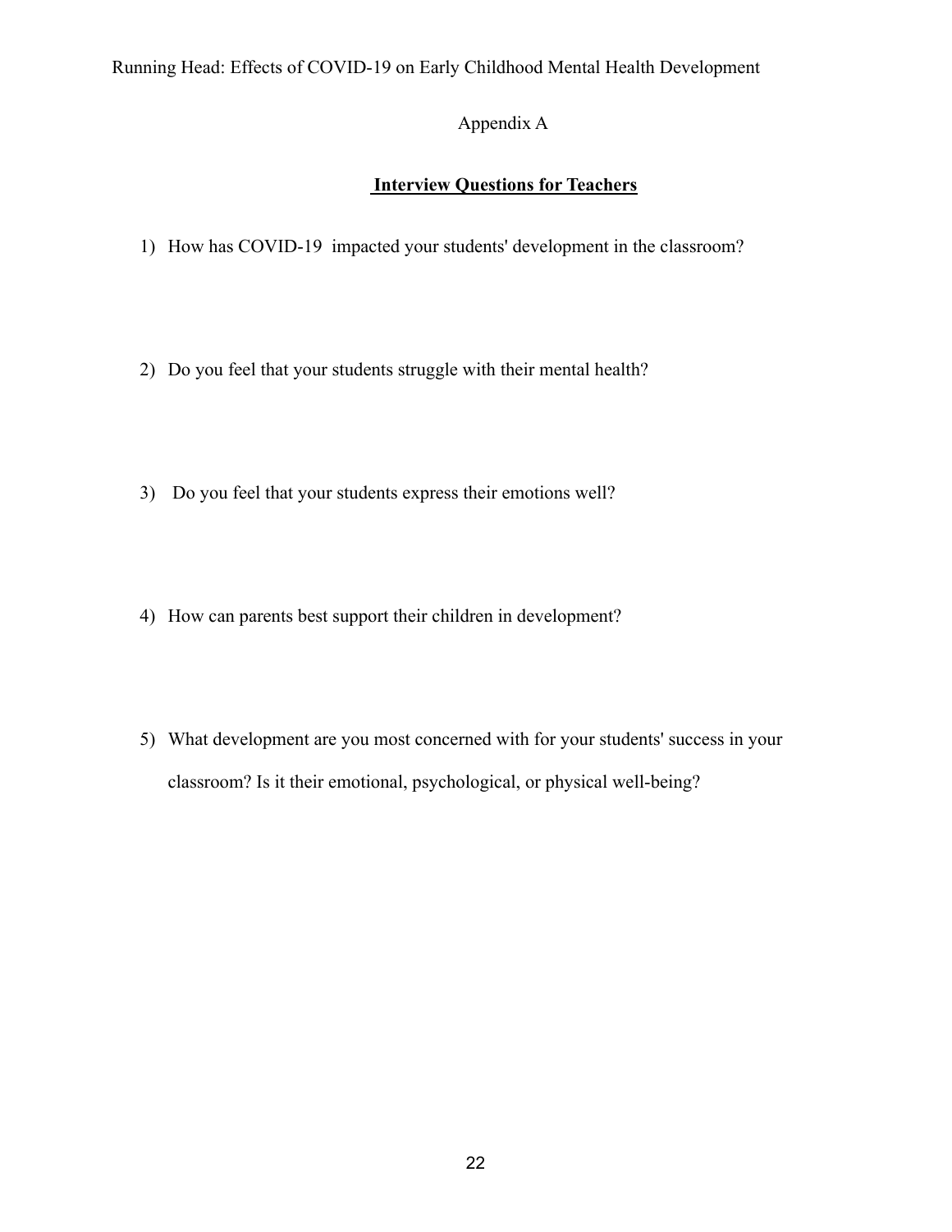# Appendix A

## **Interview Questions for Teachers**

1) How has COVID-19 impacted your students' development in the classroom?

2) Do you feel that your students struggle with their mental health?

3) Do you feel that your students express their emotions well?

4) How can parents best support their children in development?

5) What development are you most concerned with for your students' success in your classroom? Is it their emotional, psychological, or physical well-being?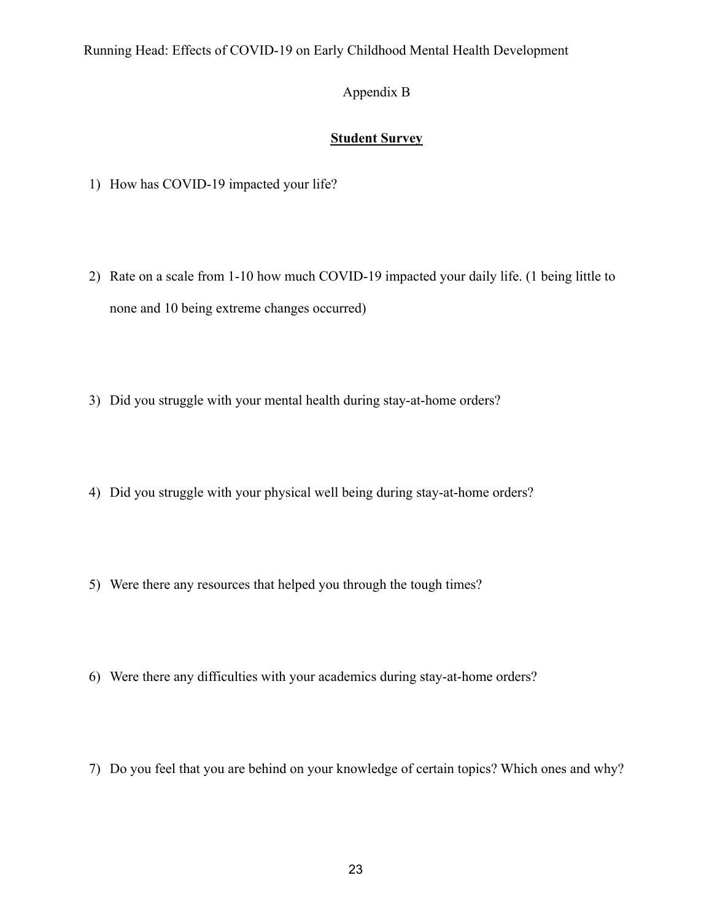Appendix B

## Student Survey

1) How has COVID-19 impacted your life?

2) Rate on a scale from 1-10 how much COVID-19 impacted your daily life. (1 being little to none and 10 being extreme changes occurred)

3) Did you struggle with your mental health during stay-at-home orders?

4) Did you struggle with your physical well being during stay-at-home orders?

5) Were there any resources that helped you through the tough times?

6) Were there any difficulties with your academics during stay-at-home orders?

7) Do you feel that you are behind on your knowledge of certain topics? Which ones and why?